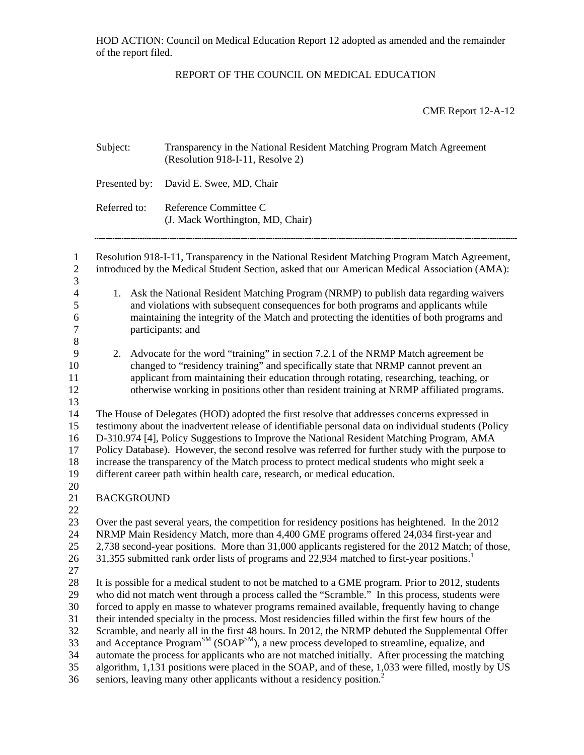HOD ACTION: Council on Medical Education Report 12 adopted as amended and the remainder of the report filed.

REPORT OF THE COUNCIL ON MEDICAL EDUCATION

CME Report 12-A-12

Subject: Transparency in the National Resident Matching Program Match Agreement (Resolution 918-I-11, Resolve 2)

Presented by: David E. Swee, MD, Chair

Referred to: Reference Committee C (J. Mack Worthington, MD, Chair)

---

Resolution 918-I-11, Transparency in the National Resident Matching Program Match Agreement, introduced by the Medical Student Section, asked that our American Medical Association (AMA):

1. Ask the National Resident Matching Program (NRMP) to publish data regarding waivers and violations with subsequent consequences for both programs and applicants while maintaining the integrity of the Match and protecting the identities of both programs and participants; and

2. Advocate for the word "training" in section 7.2.1 of the NRMP Match agreement be changed to "residency training" and specifically state that NRMP cannot prevent an applicant from maintaining their education through rotating, researching, teaching, or otherwise working in positions other than resident training at NRMP affiliated programs.

The House of Delegates (HOD) adopted the first resolve that addresses concerns expressed in testimony about the inadvertent release of identifiable personal data on individual students (Policy D-310.974 [4], Policy Suggestions to Improve the National Resident Matching Program, AMA Policy Database). However, the second resolve was referred for further study with the purpose to increase the transparency of the Match process to protect medical students who might seek a different career path within health care, research, or medical education.

## BACKGROUND

Over the past several years, the competition for residency positions has heightened. In the 2012 NRMP Main Residency Match, more than 4,400 GME programs offered 24,034 first-year and 2,738 second-year positions. More than 31,000 applicants registered for the 2012 Match; of those, 31,355 submitted rank order lists of programs and 22,934 matched to first-year positions.[1]

It is possible for a medical student to not be matched to a GME program. Prior to 2012, students who did not match went through a process called the "Scramble." In this process, students were forced to apply en masse to whatever programs remained available, frequently having to change their intended specialty in the process. Most residencies filled within the first few hours of the Scramble, and nearly all in the first 48 hours. In 2012, the NRMP debuted the Supplemental Offer and Acceptance Program℠ (SOAP℠), a new process developed to streamline, equalize, and automate the process for applicants who are not matched initially. After processing the matching algorithm, 1,131 positions were placed in the SOAP, and of these, 1,033 were filled, mostly by US seniors, leaving many other applicants without a residency position.[2]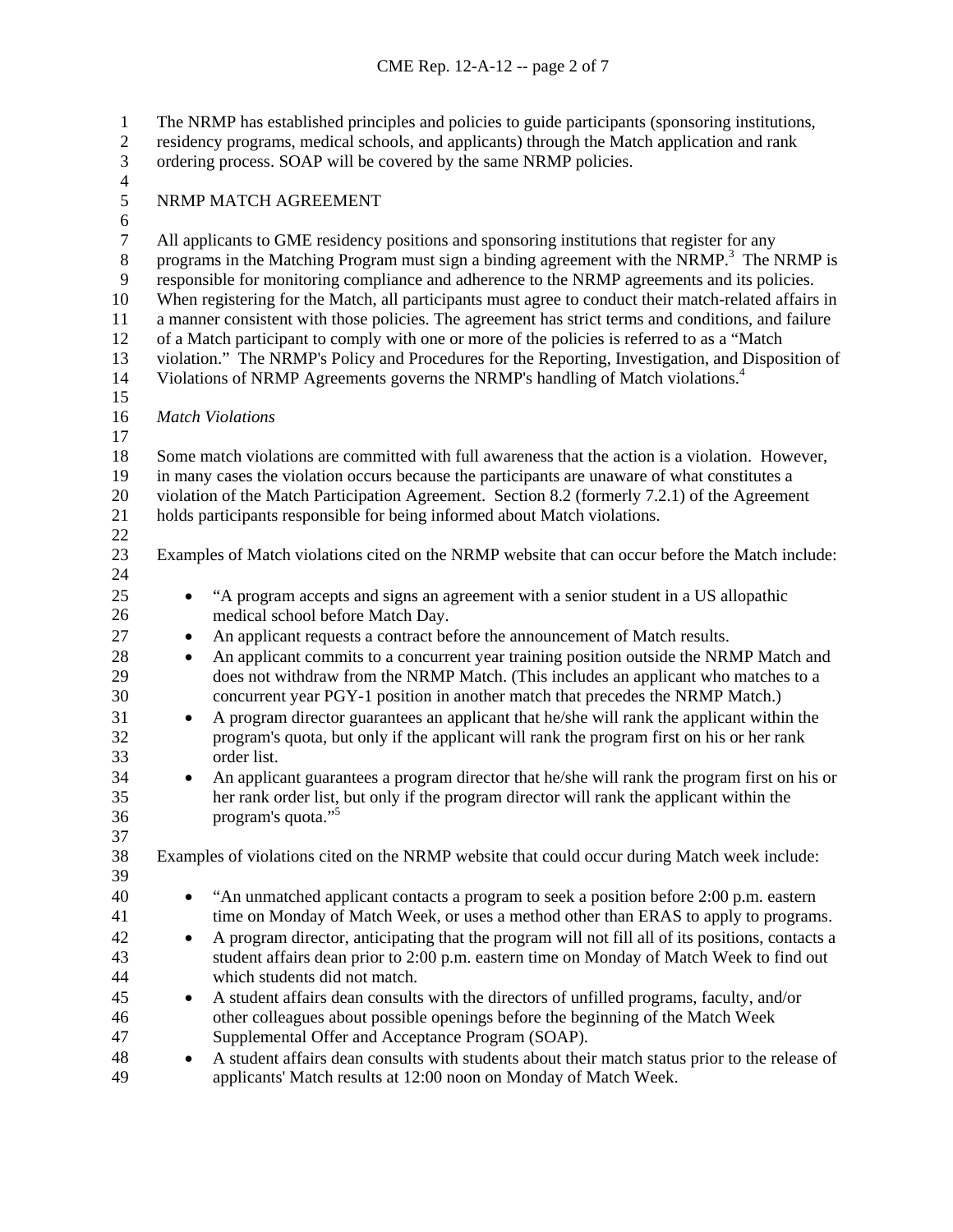The NRMP has established principles and policies to guide participants (sponsoring institutions, residency programs, medical schools, and applicants) through the Match application and rank ordering process. SOAP will be covered by the same NRMP policies.

## NRMP MATCH AGREEMENT

All applicants to GME residency positions and sponsoring institutions that register for any programs in the Matching Program must sign a binding agreement with the NRMP.[3] The NRMP is responsible for monitoring compliance and adherence to the NRMP agreements and its policies. When registering for the Match, all participants must agree to conduct their match-related affairs in a manner consistent with those policies. The agreement has strict terms and conditions, and failure of a Match participant to comply with one or more of the policies is referred to as a "Match violation." The NRMP's Policy and Procedures for the Reporting, Investigation, and Disposition of Violations of NRMP Agreements governs the NRMP's handling of Match violations.[4]

### *Match Violations*

Some match violations are committed with full awareness that the action is a violation. However, in many cases the violation occurs because the participants are unaware of what constitutes a violation of the Match Participation Agreement. Section 8.2 (formerly 7.2.1) of the Agreement holds participants responsible for being informed about Match violations.

Examples of Match violations cited on the NRMP website that can occur before the Match include:

- "A program accepts and signs an agreement with a senior student in a US allopathic medical school before Match Day.
- An applicant requests a contract before the announcement of Match results.
- An applicant commits to a concurrent year training position outside the NRMP Match and does not withdraw from the NRMP Match. (This includes an applicant who matches to a concurrent year PGY-1 position in another match that precedes the NRMP Match.)
- A program director guarantees an applicant that he/she will rank the applicant within the program's quota, but only if the applicant will rank the program first on his or her rank order list.
- An applicant guarantees a program director that he/she will rank the program first on his or her rank order list, but only if the program director will rank the applicant within the program's quota."[5]

Examples of violations cited on the NRMP website that could occur during Match week include:

- "An unmatched applicant contacts a program to seek a position before 2:00 p.m. eastern time on Monday of Match Week, or uses a method other than ERAS to apply to programs.
- A program director, anticipating that the program will not fill all of its positions, contacts a student affairs dean prior to 2:00 p.m. eastern time on Monday of Match Week to find out which students did not match.
- A student affairs dean consults with the directors of unfilled programs, faculty, and/or other colleagues about possible openings before the beginning of the Match Week Supplemental Offer and Acceptance Program (SOAP).
- A student affairs dean consults with students about their match status prior to the release of applicants' Match results at 12:00 noon on Monday of Match Week.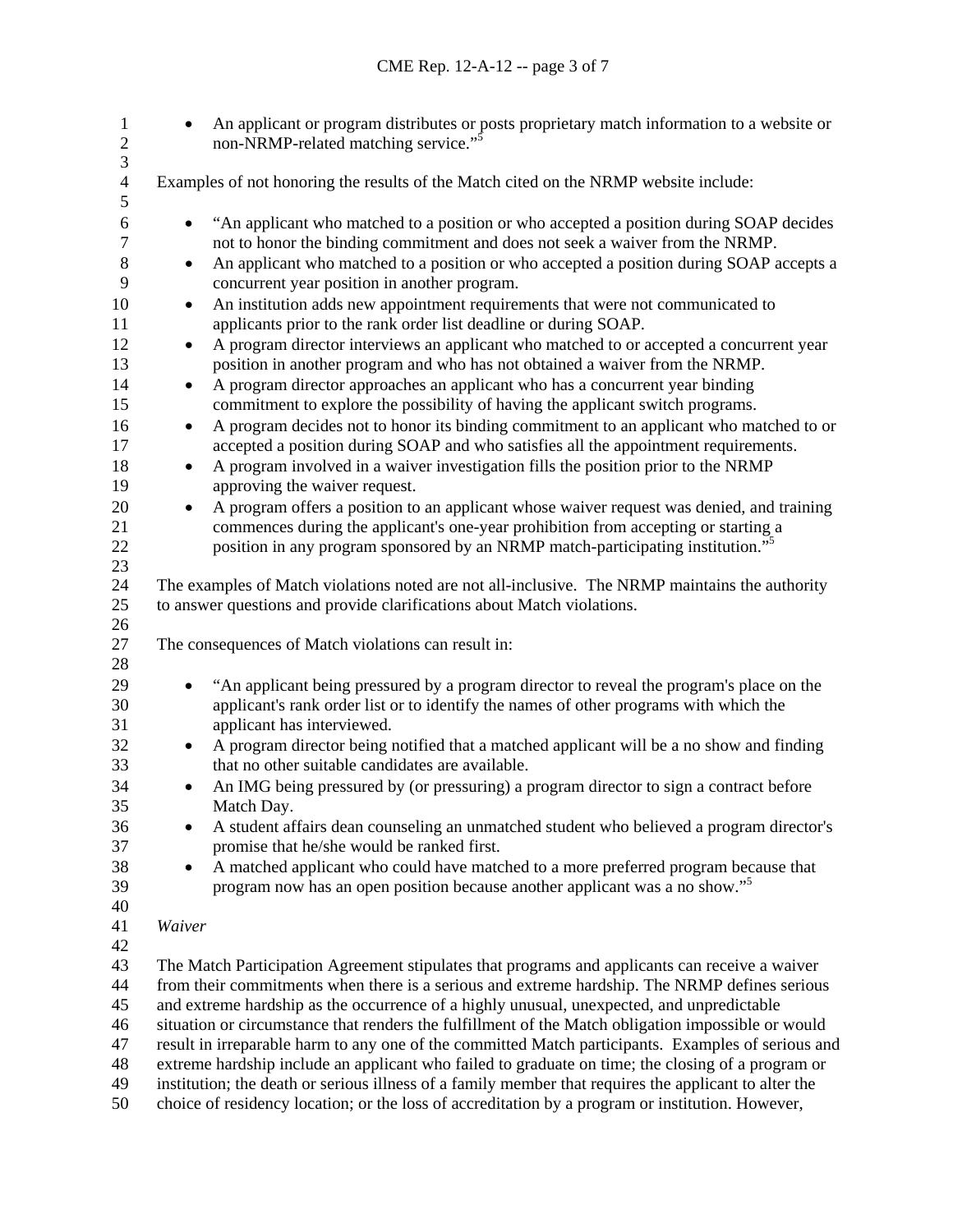- An applicant or program distributes or posts proprietary match information to a website or non-NRMP-related matching service."[5]

Examples of not honoring the results of the Match cited on the NRMP website include:

- "An applicant who matched to a position or who accepted a position during SOAP decides not to honor the binding commitment and does not seek a waiver from the NRMP.
- An applicant who matched to a position or who accepted a position during SOAP accepts a concurrent year position in another program.
- An institution adds new appointment requirements that were not communicated to applicants prior to the rank order list deadline or during SOAP.
- A program director interviews an applicant who matched to or accepted a concurrent year position in another program and who has not obtained a waiver from the NRMP.
- A program director approaches an applicant who has a concurrent year binding commitment to explore the possibility of having the applicant switch programs.
- A program decides not to honor its binding commitment to an applicant who matched to or accepted a position during SOAP and who satisfies all the appointment requirements.
- A program involved in a waiver investigation fills the position prior to the NRMP approving the waiver request.
- A program offers a position to an applicant whose waiver request was denied, and training commences during the applicant's one-year prohibition from accepting or starting a position in any program sponsored by an NRMP match-participating institution."[5]

The examples of Match violations noted are not all-inclusive. The NRMP maintains the authority to answer questions and provide clarifications about Match violations.

The consequences of Match violations can result in:

- "An applicant being pressured by a program director to reveal the program's place on the applicant's rank order list or to identify the names of other programs with which the applicant has interviewed.
- A program director being notified that a matched applicant will be a no show and finding that no other suitable candidates are available.
- An IMG being pressured by (or pressuring) a program director to sign a contract before Match Day.
- A student affairs dean counseling an unmatched student who believed a program director's promise that he/she would be ranked first.
- A matched applicant who could have matched to a more preferred program because that program now has an open position because another applicant was a no show."[5]

*Waiver*

The Match Participation Agreement stipulates that programs and applicants can receive a waiver from their commitments when there is a serious and extreme hardship. The NRMP defines serious and extreme hardship as the occurrence of a highly unusual, unexpected, and unpredictable situation or circumstance that renders the fulfillment of the Match obligation impossible or would result in irreparable harm to any one of the committed Match participants. Examples of serious and extreme hardship include an applicant who failed to graduate on time; the closing of a program or institution; the death or serious illness of a family member that requires the applicant to alter the choice of residency location; or the loss of accreditation by a program or institution. However,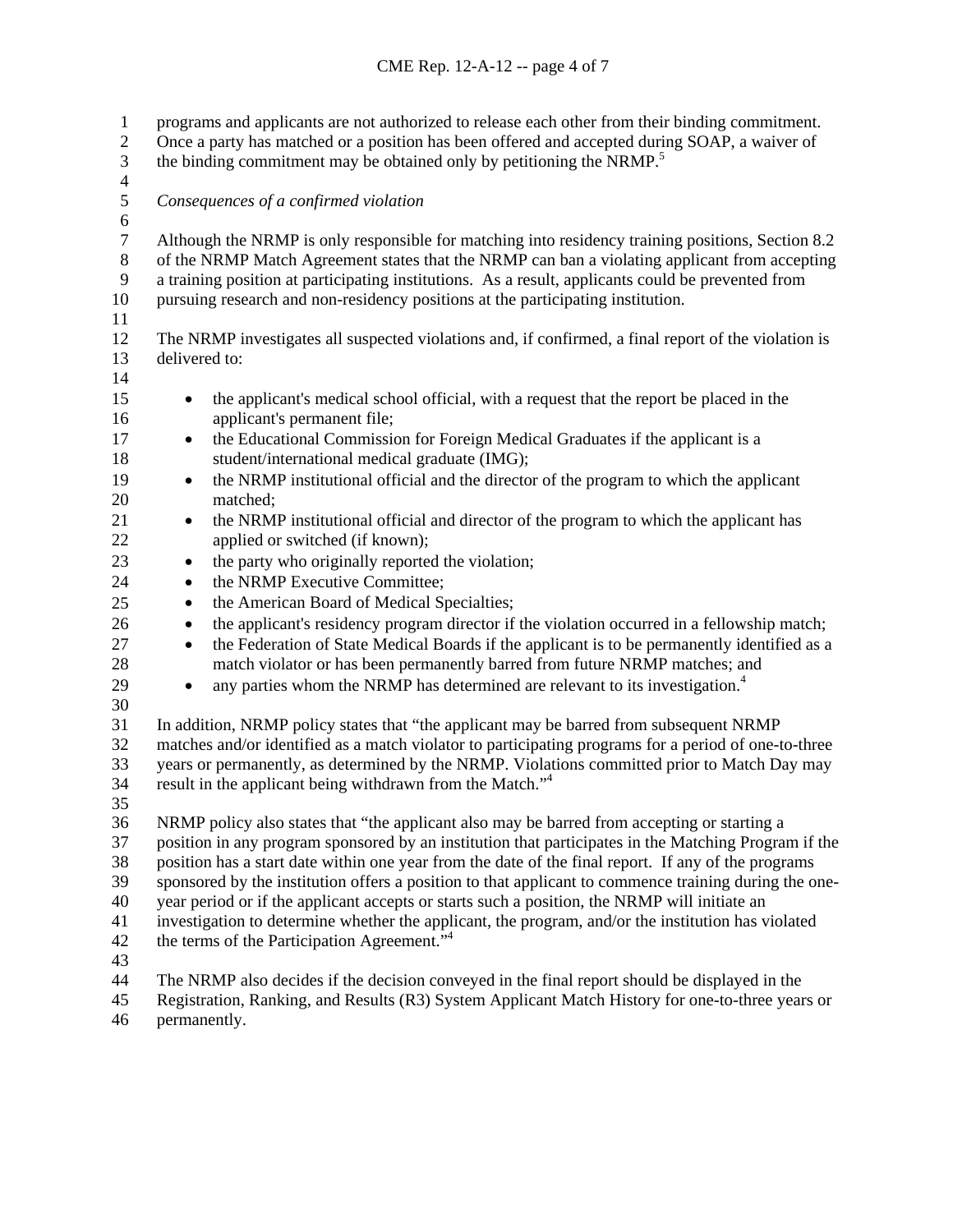programs and applicants are not authorized to release each other from their binding commitment. Once a party has matched or a position has been offered and accepted during SOAP, a waiver of the binding commitment may be obtained only by petitioning the NRMP.[5]

*Consequences of a confirmed violation*

Although the NRMP is only responsible for matching into residency training positions, Section 8.2 of the NRMP Match Agreement states that the NRMP can ban a violating applicant from accepting a training position at participating institutions. As a result, applicants could be prevented from pursuing research and non-residency positions at the participating institution.

The NRMP investigates all suspected violations and, if confirmed, a final report of the violation is delivered to:

- the applicant's medical school official, with a request that the report be placed in the applicant's permanent file;
- the Educational Commission for Foreign Medical Graduates if the applicant is a student/international medical graduate (IMG);
- the NRMP institutional official and the director of the program to which the applicant matched;
- the NRMP institutional official and director of the program to which the applicant has applied or switched (if known);
- the party who originally reported the violation;
- the NRMP Executive Committee;
- the American Board of Medical Specialties;
- the applicant's residency program director if the violation occurred in a fellowship match;
- the Federation of State Medical Boards if the applicant is to be permanently identified as a match violator or has been permanently barred from future NRMP matches; and
- any parties whom the NRMP has determined are relevant to its investigation.[4]

In addition, NRMP policy states that "the applicant may be barred from subsequent NRMP matches and/or identified as a match violator to participating programs for a period of one-to-three years or permanently, as determined by the NRMP. Violations committed prior to Match Day may result in the applicant being withdrawn from the Match."[4]

NRMP policy also states that "the applicant also may be barred from accepting or starting a position in any program sponsored by an institution that participates in the Matching Program if the position has a start date within one year from the date of the final report. If any of the programs sponsored by the institution offers a position to that applicant to commence training during the one-year period or if the applicant accepts or starts such a position, the NRMP will initiate an investigation to determine whether the applicant, the program, and/or the institution has violated the terms of the Participation Agreement."[4]

The NRMP also decides if the decision conveyed in the final report should be displayed in the Registration, Ranking, and Results (R3) System Applicant Match History for one-to-three years or permanently.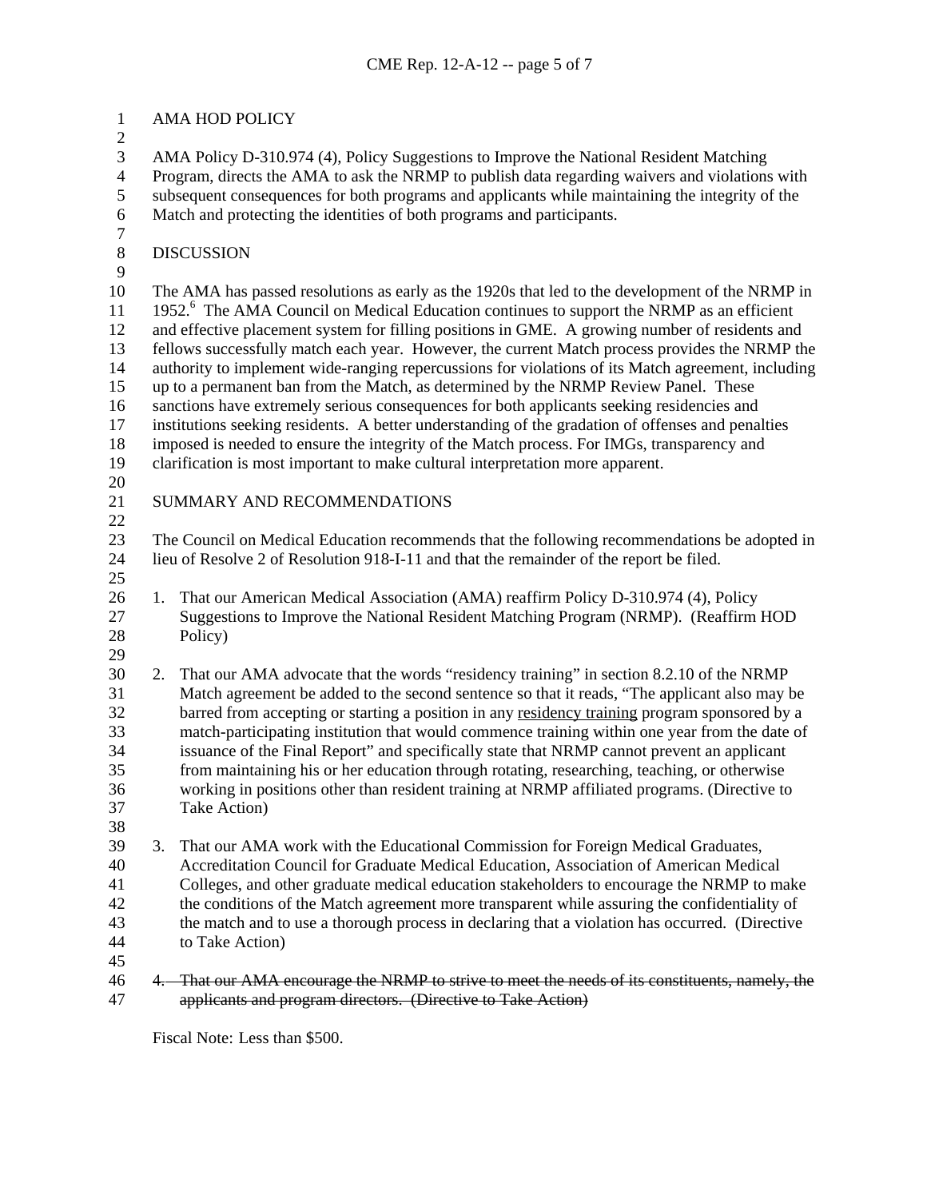## AMA HOD POLICY

AMA Policy D-310.974 (4), Policy Suggestions to Improve the National Resident Matching Program, directs the AMA to ask the NRMP to publish data regarding waivers and violations with subsequent consequences for both programs and applicants while maintaining the integrity of the Match and protecting the identities of both programs and participants.

## DISCUSSION

The AMA has passed resolutions as early as the 1920s that led to the development of the NRMP in 1952.[6] The AMA Council on Medical Education continues to support the NRMP as an efficient and effective placement system for filling positions in GME. A growing number of residents and fellows successfully match each year. However, the current Match process provides the NRMP the authority to implement wide-ranging repercussions for violations of its Match agreement, including up to a permanent ban from the Match, as determined by the NRMP Review Panel. These sanctions have extremely serious consequences for both applicants seeking residencies and institutions seeking residents. A better understanding of the gradation of offenses and penalties imposed is needed to ensure the integrity of the Match process. For IMGs, transparency and clarification is most important to make cultural interpretation more apparent.

## SUMMARY AND RECOMMENDATIONS

The Council on Medical Education recommends that the following recommendations be adopted in lieu of Resolve 2 of Resolution 918-I-11 and that the remainder of the report be filed.

1. That our American Medical Association (AMA) reaffirm Policy D-310.974 (4), Policy Suggestions to Improve the National Resident Matching Program (NRMP). (Reaffirm HOD Policy)

2. That our AMA advocate that the words "residency training" in section 8.2.10 of the NRMP Match agreement be added to the second sentence so that it reads, "The applicant also may be barred from accepting or starting a position in any <u>residency training</u> program sponsored by a match-participating institution that would commence training within one year from the date of issuance of the Final Report" and specifically state that NRMP cannot prevent an applicant from maintaining his or her education through rotating, researching, teaching, or otherwise working in positions other than resident training at NRMP affiliated programs. (Directive to Take Action)

3. That our AMA work with the Educational Commission for Foreign Medical Graduates, Accreditation Council for Graduate Medical Education, Association of American Medical Colleges, and other graduate medical education stakeholders to encourage the NRMP to make the conditions of the Match agreement more transparent while assuring the confidentiality of the match and to use a thorough process in declaring that a violation has occurred. (Directive to Take Action)

4. ~~That our AMA encourage the NRMP to strive to meet the needs of its constituents, namely, the applicants and program directors. (Directive to Take Action)~~

Fiscal Note: Less than $500.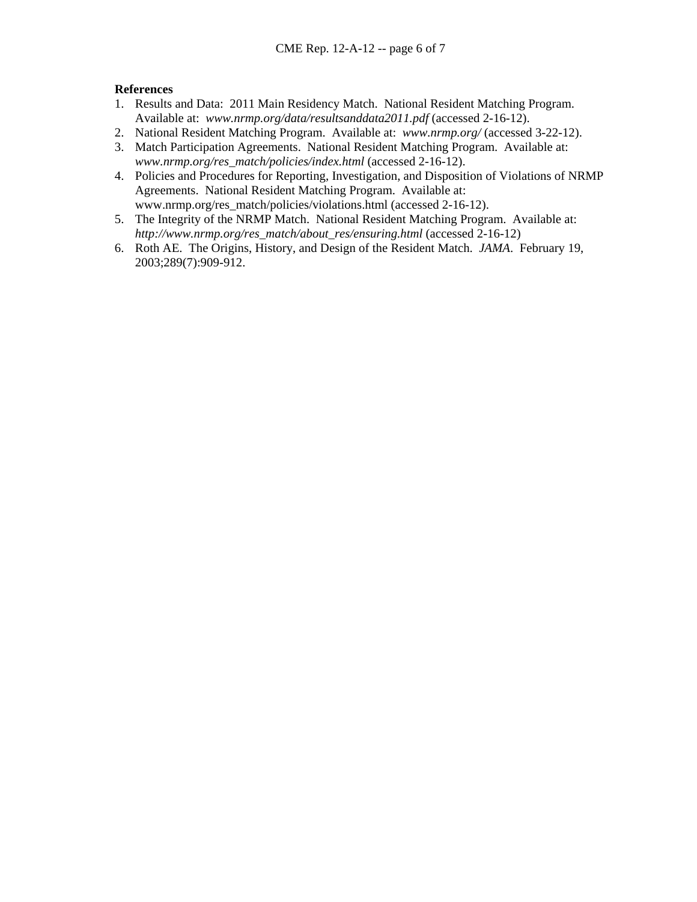**References**

1. Results and Data: 2011 Main Residency Match. National Resident Matching Program. Available at: *www.nrmp.org/data/resultsanddata2011.pdf* (accessed 2-16-12).
2. National Resident Matching Program. Available at: *www.nrmp.org/* (accessed 3-22-12).
3. Match Participation Agreements. National Resident Matching Program. Available at: *www.nrmp.org/res_match/policies/index.html* (accessed 2-16-12).
4. Policies and Procedures for Reporting, Investigation, and Disposition of Violations of NRMP Agreements. National Resident Matching Program. Available at: www.nrmp.org/res_match/policies/violations.html (accessed 2-16-12).
5. The Integrity of the NRMP Match. National Resident Matching Program. Available at: *http://www.nrmp.org/res_match/about_res/ensuring.html* (accessed 2-16-12)
6. Roth AE. The Origins, History, and Design of the Resident Match. *JAMA*. February 19, 2003;289(7):909-912.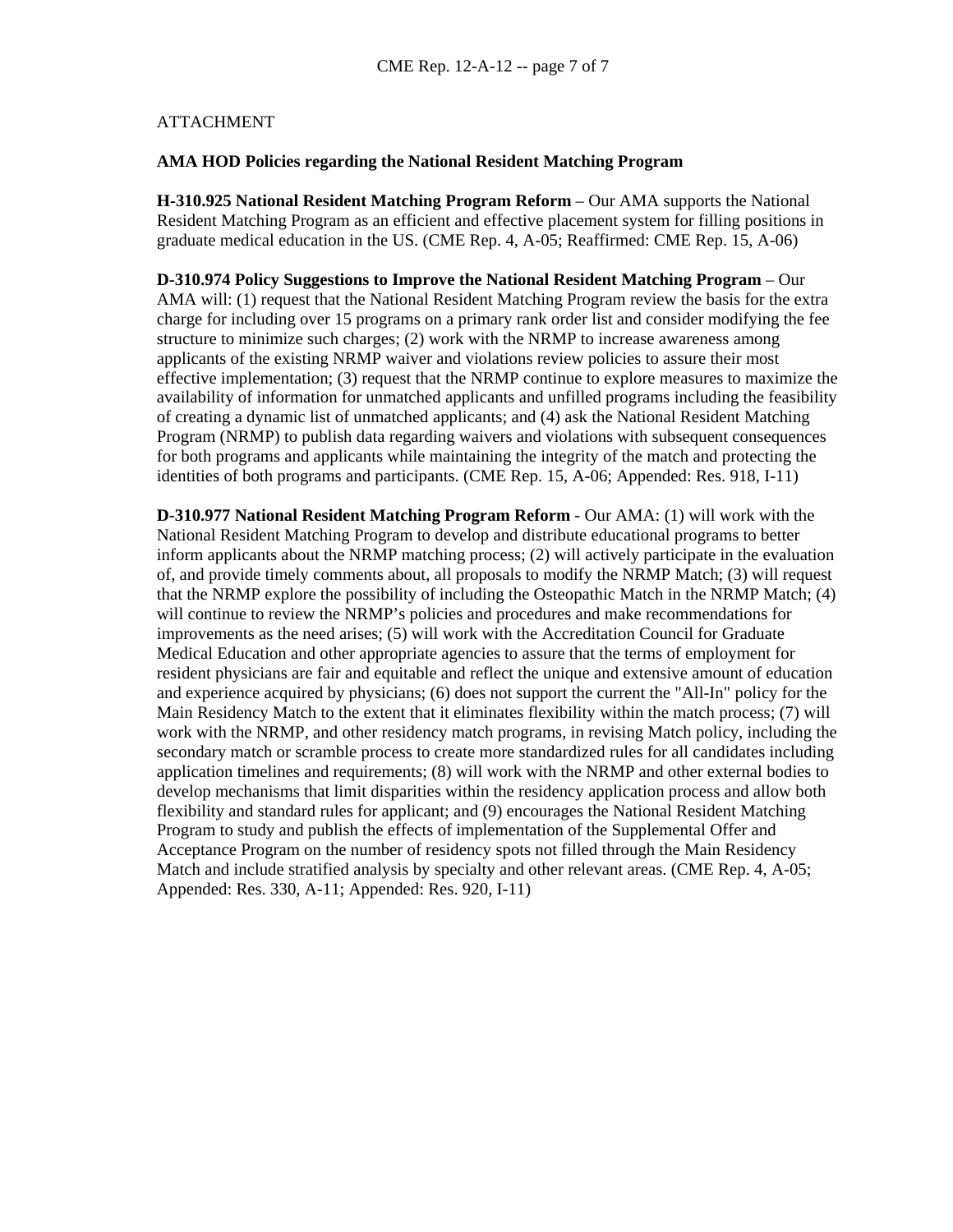ATTACHMENT

**AMA HOD Policies regarding the National Resident Matching Program**

**H-310.925 National Resident Matching Program Reform** – Our AMA supports the National Resident Matching Program as an efficient and effective placement system for filling positions in graduate medical education in the US. (CME Rep. 4, A-05; Reaffirmed: CME Rep. 15, A-06)

**D-310.974 Policy Suggestions to Improve the National Resident Matching Program** – Our AMA will: (1) request that the National Resident Matching Program review the basis for the extra charge for including over 15 programs on a primary rank order list and consider modifying the fee structure to minimize such charges; (2) work with the NRMP to increase awareness among applicants of the existing NRMP waiver and violations review policies to assure their most effective implementation; (3) request that the NRMP continue to explore measures to maximize the availability of information for unmatched applicants and unfilled programs including the feasibility of creating a dynamic list of unmatched applicants; and (4) ask the National Resident Matching Program (NRMP) to publish data regarding waivers and violations with subsequent consequences for both programs and applicants while maintaining the integrity of the match and protecting the identities of both programs and participants. (CME Rep. 15, A-06; Appended: Res. 918, I-11)

**D-310.977 National Resident Matching Program Reform** - Our AMA: (1) will work with the National Resident Matching Program to develop and distribute educational programs to better inform applicants about the NRMP matching process; (2) will actively participate in the evaluation of, and provide timely comments about, all proposals to modify the NRMP Match; (3) will request that the NRMP explore the possibility of including the Osteopathic Match in the NRMP Match; (4) will continue to review the NRMP's policies and procedures and make recommendations for improvements as the need arises; (5) will work with the Accreditation Council for Graduate Medical Education and other appropriate agencies to assure that the terms of employment for resident physicians are fair and equitable and reflect the unique and extensive amount of education and experience acquired by physicians; (6) does not support the current the "All-In" policy for the Main Residency Match to the extent that it eliminates flexibility within the match process; (7) will work with the NRMP, and other residency match programs, in revising Match policy, including the secondary match or scramble process to create more standardized rules for all candidates including application timelines and requirements; (8) will work with the NRMP and other external bodies to develop mechanisms that limit disparities within the residency application process and allow both flexibility and standard rules for applicant; and (9) encourages the National Resident Matching Program to study and publish the effects of implementation of the Supplemental Offer and Acceptance Program on the number of residency spots not filled through the Main Residency Match and include stratified analysis by specialty and other relevant areas. (CME Rep. 4, A-05; Appended: Res. 330, A-11; Appended: Res. 920, I-11)